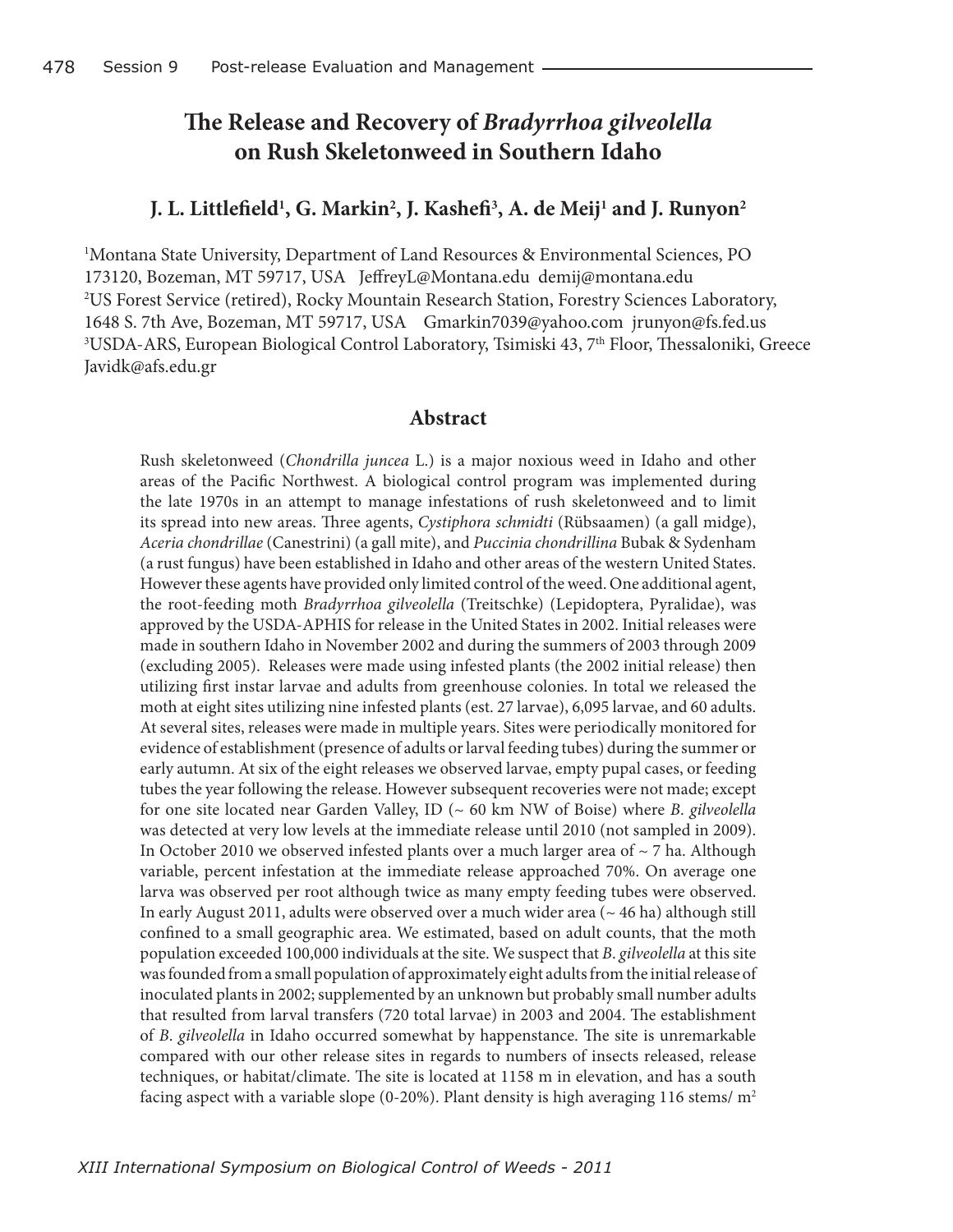# The Release and Recovery of *Bradyrrhoa gilveolella* on Rush Skeletonweed in Southern Idaho

**J. L. Littlefield[1], G. Markin[2], J. Kashefi[3], A. de Meij[1] and J. Runyon[2]**

[1]Montana State University, Department of Land Resources & Environmental Sciences, PO 173120, Bozeman, MT 59717, USA JeffreyL@Montana.edu demij@montana.edu
[2]US Forest Service (retired), Rocky Mountain Research Station, Forestry Sciences Laboratory, 1648 S. 7th Ave, Bozeman, MT 59717, USA Gmarkin7039@yahoo.com jrunyon@fs.fed.us
[3]USDA-ARS, European Biological Control Laboratory, Tsimiski 43, 7th Floor, Thessaloniki, Greece Javidk@afs.edu.gr

## Abstract

Rush skeletonweed (*Chondrilla juncea* L.) is a major noxious weed in Idaho and other areas of the Pacific Northwest. A biological control program was implemented during the late 1970s in an attempt to manage infestations of rush skeletonweed and to limit its spread into new areas. Three agents, *Cystiphora schmidti* (Rübsaamen) (a gall midge), *Aceria chondrillae* (Canestrini) (a gall mite), and *Puccinia chondrillina* Bubak & Sydenham (a rust fungus) have been established in Idaho and other areas of the western United States. However these agents have provided only limited control of the weed. One additional agent, the root-feeding moth *Bradyrrhoa gilveolella* (Treitschke) (Lepidoptera, Pyralidae), was approved by the USDA-APHIS for release in the United States in 2002. Initial releases were made in southern Idaho in November 2002 and during the summers of 2003 through 2009 (excluding 2005). Releases were made using infested plants (the 2002 initial release) then utilizing first instar larvae and adults from greenhouse colonies. In total we released the moth at eight sites utilizing nine infested plants (est. 27 larvae), 6,095 larvae, and 60 adults. At several sites, releases were made in multiple years. Sites were periodically monitored for evidence of establishment (presence of adults or larval feeding tubes) during the summer or early autumn. At six of the eight releases we observed larvae, empty pupal cases, or feeding tubes the year following the release. However subsequent recoveries were not made; except for one site located near Garden Valley, ID (~ 60 km NW of Boise) where *B. gilveolella* was detected at very low levels at the immediate release until 2010 (not sampled in 2009). In October 2010 we observed infested plants over a much larger area of ~ 7 ha. Although variable, percent infestation at the immediate release approached 70%. On average one larva was observed per root although twice as many empty feeding tubes were observed. In early August 2011, adults were observed over a much wider area (~ 46 ha) although still confined to a small geographic area. We estimated, based on adult counts, that the moth population exceeded 100,000 individuals at the site. We suspect that *B. gilveolella* at this site was founded from a small population of approximately eight adults from the initial release of inoculated plants in 2002; supplemented by an unknown but probably small number adults that resulted from larval transfers (720 total larvae) in 2003 and 2004. The establishment of *B. gilveolella* in Idaho occurred somewhat by happenstance. The site is unremarkable compared with our other release sites in regards to numbers of insects released, release techniques, or habitat/climate. The site is located at 1158 m in elevation, and has a south facing aspect with a variable slope (0-20%). Plant density is high averaging 116 stems/ m$^2$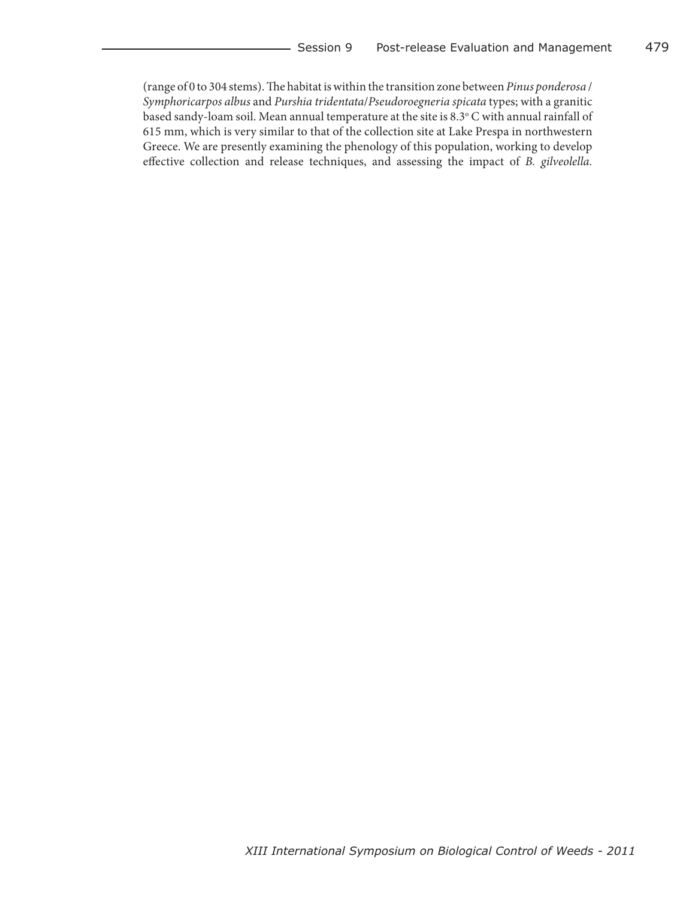(range of 0 to 304 stems). The habitat is within the transition zone between *Pinus ponderosa* / *Symphoricarpos albus* and *Purshia tridentata*/*Pseudoroegneria spicata* types; with a granitic based sandy-loam soil. Mean annual temperature at the site is 8.3° C with annual rainfall of 615 mm, which is very similar to that of the collection site at Lake Prespa in northwestern Greece. We are presently examining the phenology of this population, working to develop effective collection and release techniques, and assessing the impact of *B. gilveolella.*